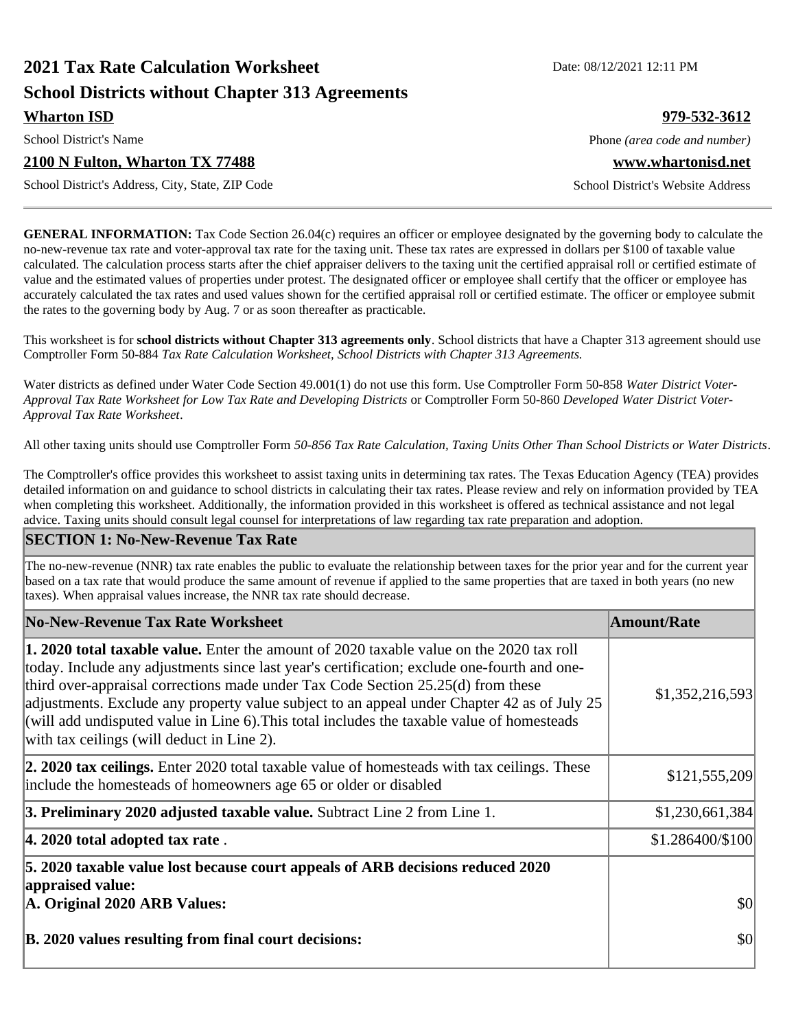# 2021 Tax Rate Calculation Worksheet

Date: 08/12/2021 12:11 PM

## School Districts without Chapter 313 Agreements

**Wharton ISD** — School District's Name

**979-532-3612** — Phone *(area code and number)*

**2100 N Fulton, Wharton TX 77488** — School District's Address, City, State, ZIP Code

**www.whartonisd.net** — School District's Website Address

---

**GENERAL INFORMATION:** Tax Code Section 26.04(c) requires an officer or employee designated by the governing body to calculate the no-new-revenue tax rate and voter-approval tax rate for the taxing unit. These tax rates are expressed in dollars per $100 of taxable value calculated. The calculation process starts after the chief appraiser delivers to the taxing unit the certified appraisal roll or certified estimate of value and the estimated values of properties under protest. The designated officer or employee shall certify that the officer or employee has accurately calculated the tax rates and used values shown for the certified appraisal roll or certified estimate. The officer or employee submit the rates to the governing body by Aug. 7 or as soon thereafter as practicable.

This worksheet is for **school districts without Chapter 313 agreements only**. School districts that have a Chapter 313 agreement should use Comptroller Form 50-884 *Tax Rate Calculation Worksheet, School Districts with Chapter 313 Agreements.*

Water districts as defined under Water Code Section 49.001(1) do not use this form. Use Comptroller Form 50-858 *Water District Voter-Approval Tax Rate Worksheet for Low Tax Rate and Developing Districts* or Comptroller Form 50-860 *Developed Water District Voter-Approval Tax Rate Worksheet*.

All other taxing units should use Comptroller Form *50-856 Tax Rate Calculation, Taxing Units Other Than School Districts or Water Districts*.

The Comptroller's office provides this worksheet to assist taxing units in determining tax rates. The Texas Education Agency (TEA) provides detailed information on and guidance to school districts in calculating their tax rates. Please review and rely on information provided by TEA when completing this worksheet. Additionally, the information provided in this worksheet is offered as technical assistance and not legal advice. Taxing units should consult legal counsel for interpretations of law regarding tax rate preparation and adoption.

## SECTION 1: No-New-Revenue Tax Rate

The no-new-revenue (NNR) tax rate enables the public to evaluate the relationship between taxes for the prior year and for the current year based on a tax rate that would produce the same amount of revenue if applied to the same properties that are taxed in both years (no new taxes). When appraisal values increase, the NNR tax rate should decrease.

| No-New-Revenue Tax Rate Worksheet | Amount/Rate |
|---|---|
| **1. 2020 total taxable value.** Enter the amount of 2020 taxable value on the 2020 tax roll today. Include any adjustments since last year's certification; exclude one-fourth and one-third over-appraisal corrections made under Tax Code Section 25.25(d) from these adjustments. Exclude any property value subject to an appeal under Chapter 42 as of July 25 (will add undisputed value in Line 6).This total includes the taxable value of homesteads with tax ceilings (will deduct in Line 2). | $1,352,216,593 |
| **2. 2020 tax ceilings.** Enter 2020 total taxable value of homesteads with tax ceilings. These include the homesteads of homeowners age 65 or older or disabled | $121,555,209 |
| **3. Preliminary 2020 adjusted taxable value.** Subtract Line 2 from Line 1. | $1,230,661,384 |
| **4. 2020 total adopted tax rate** . | $1.286400/$100 |
| **5. 2020 taxable value lost because court appeals of ARB decisions reduced 2020 appraised value:** | |
| **A. Original 2020 ARB Values:** | $0 |
| **B. 2020 values resulting from final court decisions:** | $0 |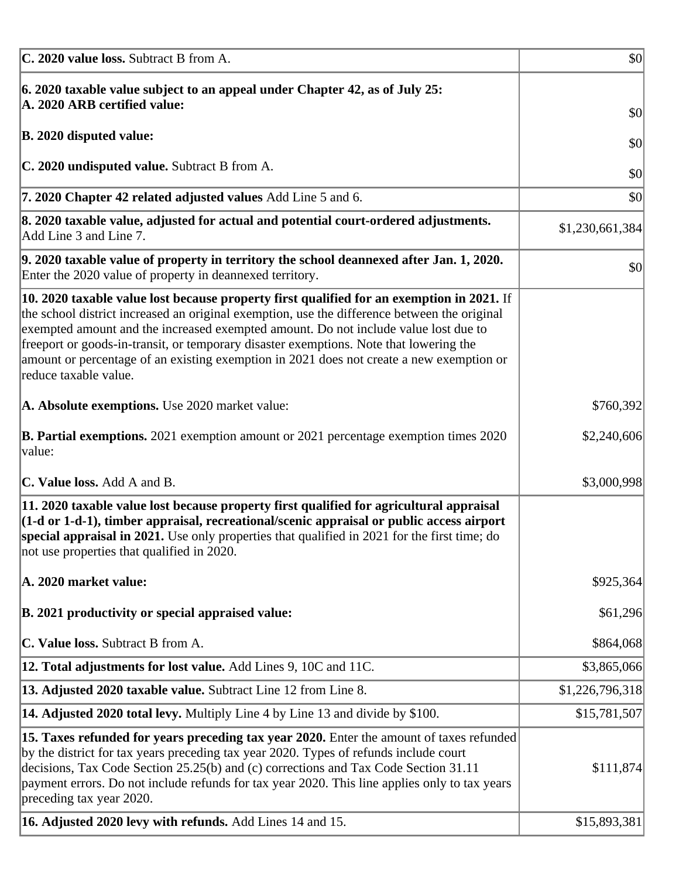| | |
|---|---|
| **C. 2020 value loss.** Subtract B from A. | $0 |
| **6. 2020 taxable value subject to an appeal under Chapter 42, as of July 25:**<br>**A. 2020 ARB certified value:** | $0 |
| **B. 2020 disputed value:** | $0 |
| **C. 2020 undisputed value.** Subtract B from A. | $0 |
| **7. 2020 Chapter 42 related adjusted values** Add Line 5 and 6. | $0 |
| **8. 2020 taxable value, adjusted for actual and potential court-ordered adjustments.** Add Line 3 and Line 7. | $1,230,661,384 |
| **9. 2020 taxable value of property in territory the school deannexed after Jan. 1, 2020.** Enter the 2020 value of property in deannexed territory. | $0 |
| **10. 2020 taxable value lost because property first qualified for an exemption in 2021.** If the school district increased an original exemption, use the difference between the original exempted amount and the increased exempted amount. Do not include value lost due to freeport or goods-in-transit, or temporary disaster exemptions. Note that lowering the amount or percentage of an existing exemption in 2021 does not create a new exemption or reduce taxable value. | |
| **A. Absolute exemptions.** Use 2020 market value: | $760,392 |
| **B. Partial exemptions.** 2021 exemption amount or 2021 percentage exemption times 2020 value: | $2,240,606 |
| **C. Value loss.** Add A and B. | $3,000,998 |
| **11. 2020 taxable value lost because property first qualified for agricultural appraisal (1-d or 1-d-1), timber appraisal, recreational/scenic appraisal or public access airport special appraisal in 2021.** Use only properties that qualified in 2021 for the first time; do not use properties that qualified in 2020. | |
| **A. 2020 market value:** | $925,364 |
| **B. 2021 productivity or special appraised value:** | $61,296 |
| **C. Value loss.** Subtract B from A. | $864,068 |
| **12. Total adjustments for lost value.** Add Lines 9, 10C and 11C. | $3,865,066 |
| **13. Adjusted 2020 taxable value.** Subtract Line 12 from Line 8. | $1,226,796,318 |
| **14. Adjusted 2020 total levy.** Multiply Line 4 by Line 13 and divide by $100. | $15,781,507 |
| **15. Taxes refunded for years preceding tax year 2020.** Enter the amount of taxes refunded by the district for tax years preceding tax year 2020. Types of refunds include court decisions, Tax Code Section 25.25(b) and (c) corrections and Tax Code Section 31.11 payment errors. Do not include refunds for tax year 2020. This line applies only to tax years preceding tax year 2020. | $111,874 |
| **16. Adjusted 2020 levy with refunds.** Add Lines 14 and 15. | $15,893,381 |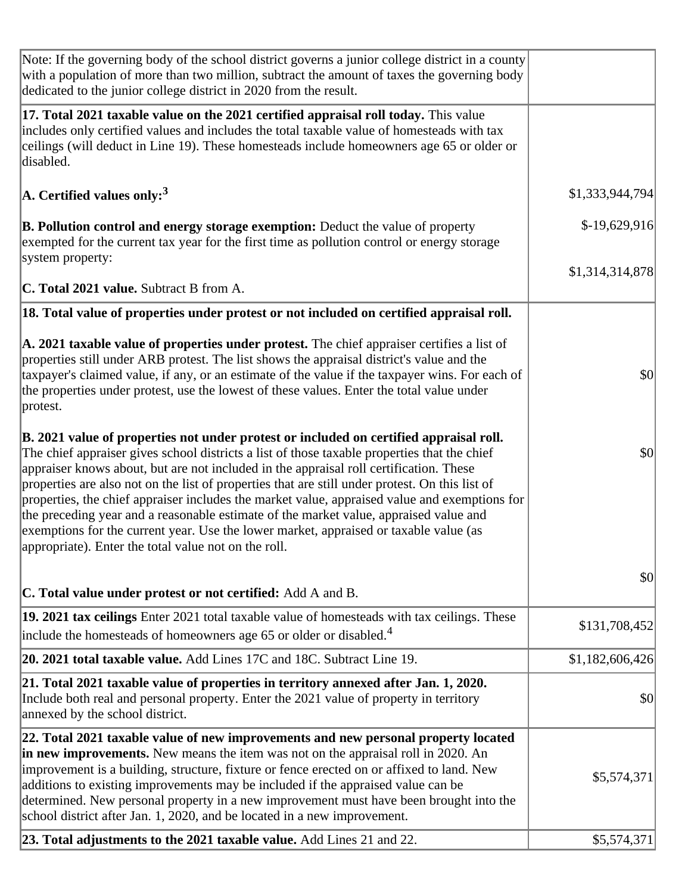| | |
|---|---|
| Note: If the governing body of the school district governs a junior college district in a county with a population of more than two million, subtract the amount of taxes the governing body dedicated to the junior college district in 2020 from the result. | |
| **17. Total 2021 taxable value on the 2021 certified appraisal roll today.** This value includes only certified values and includes the total taxable value of homesteads with tax ceilings (will deduct in Line 19). These homesteads include homeowners age 65 or older or disabled. | |
| **A. Certified values only:**[3] | $1,333,944,794 |
| **B. Pollution control and energy storage exemption:** Deduct the value of property exempted for the current tax year for the first time as pollution control or energy storage system property: | $-19,629,916 |
| **C. Total 2021 value.** Subtract B from A. | $1,314,314,878 |
| **18. Total value of properties under protest or not included on certified appraisal roll.** | |
| **A. 2021 taxable value of properties under protest.** The chief appraiser certifies a list of properties still under ARB protest. The list shows the appraisal district's value and the taxpayer's claimed value, if any, or an estimate of the value if the taxpayer wins. For each of the properties under protest, use the lowest of these values. Enter the total value under protest. | $0 |
| **B. 2021 value of properties not under protest or included on certified appraisal roll.** The chief appraiser gives school districts a list of those taxable properties that the chief appraiser knows about, but are not included in the appraisal roll certification. These properties are also not on the list of properties that are still under protest. On this list of properties, the chief appraiser includes the market value, appraised value and exemptions for the preceding year and a reasonable estimate of the market value, appraised value and exemptions for the current year. Use the lower market, appraised or taxable value (as appropriate). Enter the total value not on the roll. | $0 |
| **C. Total value under protest or not certified:** Add A and B. | $0 |
| **19. 2021 tax ceilings** Enter 2021 total taxable value of homesteads with tax ceilings. These include the homesteads of homeowners age 65 or older or disabled.[4] | $131,708,452 |
| **20. 2021 total taxable value.** Add Lines 17C and 18C. Subtract Line 19. | $1,182,606,426 |
| **21. Total 2021 taxable value of properties in territory annexed after Jan. 1, 2020.** Include both real and personal property. Enter the 2021 value of property in territory annexed by the school district. | $0 |
| **22. Total 2021 taxable value of new improvements and new personal property located in new improvements.** New means the item was not on the appraisal roll in 2020. An improvement is a building, structure, fixture or fence erected on or affixed to land. New additions to existing improvements may be included if the appraised value can be determined. New personal property in a new improvement must have been brought into the school district after Jan. 1, 2020, and be located in a new improvement. | $5,574,371 |
| **23. Total adjustments to the 2021 taxable value.** Add Lines 21 and 22. | $5,574,371 |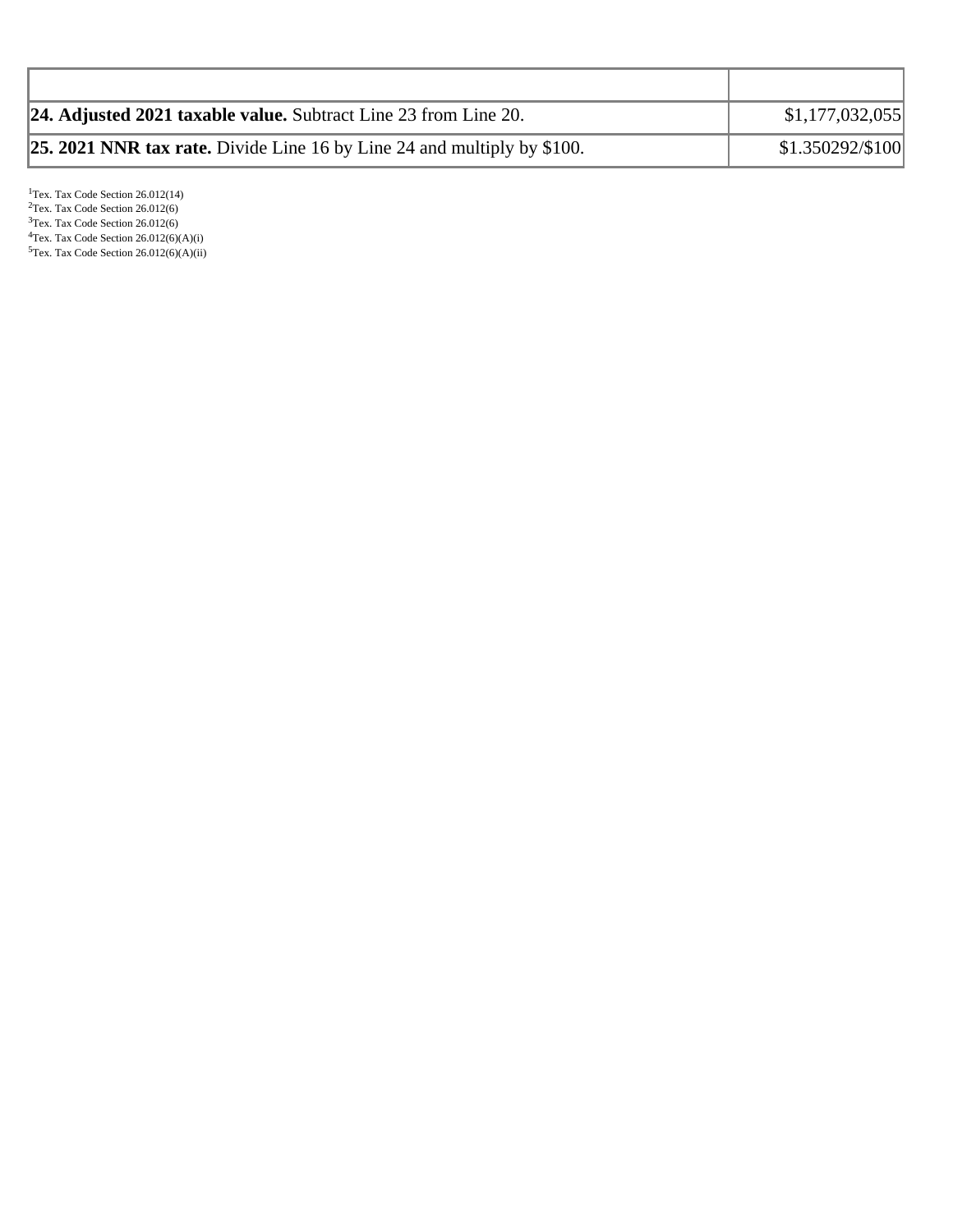| | |
|---|---|
| **24. Adjusted 2021 taxable value.** Subtract Line 23 from Line 20. | $1,177,032,055 |
| **25. 2021 NNR tax rate.** Divide Line 16 by Line 24 and multiply by $100. | $1.350292/$100 |

[1]Tex. Tax Code Section 26.012(14)
[2]Tex. Tax Code Section 26.012(6)
[3]Tex. Tax Code Section 26.012(6)
[4]Tex. Tax Code Section 26.012(6)(A)(i)
[5]Tex. Tax Code Section 26.012(6)(A)(ii)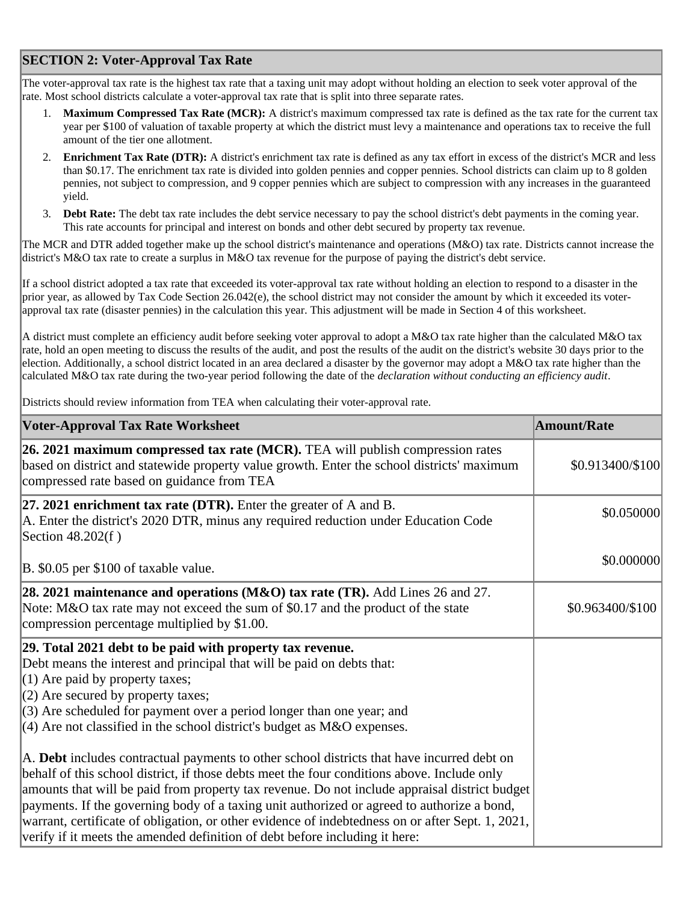## SECTION 2: Voter-Approval Tax Rate

The voter-approval tax rate is the highest tax rate that a taxing unit may adopt without holding an election to seek voter approval of the rate. Most school districts calculate a voter-approval tax rate that is split into three separate rates.

1. **Maximum Compressed Tax Rate (MCR):** A district's maximum compressed tax rate is defined as the tax rate for the current tax year per $100 of valuation of taxable property at which the district must levy a maintenance and operations tax to receive the full amount of the tier one allotment.
2. **Enrichment Tax Rate (DTR):** A district's enrichment tax rate is defined as any tax effort in excess of the district's MCR and less than $0.17. The enrichment tax rate is divided into golden pennies and copper pennies. School districts can claim up to 8 golden pennies, not subject to compression, and 9 copper pennies which are subject to compression with any increases in the guaranteed yield.
3. **Debt Rate:** The debt tax rate includes the debt service necessary to pay the school district's debt payments in the coming year. This rate accounts for principal and interest on bonds and other debt secured by property tax revenue.

The MCR and DTR added together make up the school district's maintenance and operations (M&O) tax rate. Districts cannot increase the district's M&O tax rate to create a surplus in M&O tax revenue for the purpose of paying the district's debt service.

If a school district adopted a tax rate that exceeded its voter-approval tax rate without holding an election to respond to a disaster in the prior year, as allowed by Tax Code Section 26.042(e), the school district may not consider the amount by which it exceeded its voter-approval tax rate (disaster pennies) in the calculation this year. This adjustment will be made in Section 4 of this worksheet.

A district must complete an efficiency audit before seeking voter approval to adopt a M&O tax rate higher than the calculated M&O tax rate, hold an open meeting to discuss the results of the audit, and post the results of the audit on the district's website 30 days prior to the election. Additionally, a school district located in an area declared a disaster by the governor may adopt a M&O tax rate higher than the calculated M&O tax rate during the two-year period following the date of the *declaration without conducting an efficiency audit*.

Districts should review information from TEA when calculating their voter-approval rate.

| Voter-Approval Tax Rate Worksheet | Amount/Rate |
|---|---|
| **26. 2021 maximum compressed tax rate (MCR).** TEA will publish compression rates based on district and statewide property value growth. Enter the school districts' maximum compressed rate based on guidance from TEA | $0.913400/$100 |
| **27. 2021 enrichment tax rate (DTR).** Enter the greater of A and B.<br>A. Enter the district's 2020 DTR, minus any required reduction under Education Code Section 48.202(f ) | $0.050000 |
| B. $0.05 per $100 of taxable value. | $0.000000 |
| **28. 2021 maintenance and operations (M&O) tax rate (TR).** Add Lines 26 and 27. Note: M&O tax rate may not exceed the sum of $0.17 and the product of the state compression percentage multiplied by $1.00. | $0.963400/$100 |
| **29. Total 2021 debt to be paid with property tax revenue.**<br>Debt means the interest and principal that will be paid on debts that:<br>(1) Are paid by property taxes;<br>(2) Are secured by property taxes;<br>(3) Are scheduled for payment over a period longer than one year; and<br>(4) Are not classified in the school district's budget as M&O expenses.<br><br>A. **Debt** includes contractual payments to other school districts that have incurred debt on behalf of this school district, if those debts meet the four conditions above. Include only amounts that will be paid from property tax revenue. Do not include appraisal district budget payments. If the governing body of a taxing unit authorized or agreed to authorize a bond, warrant, certificate of obligation, or other evidence of indebtedness on or after Sept. 1, 2021, verify if it meets the amended definition of debt before including it here: | |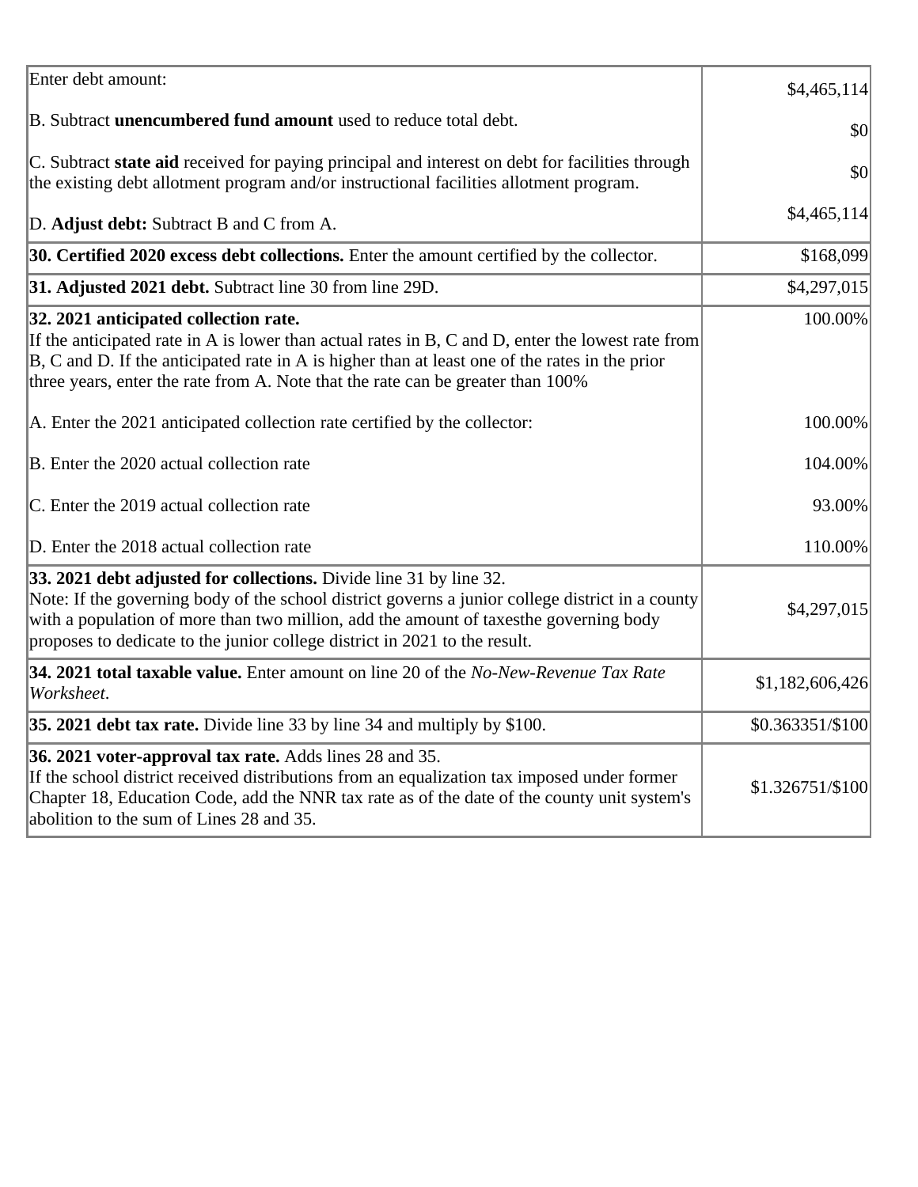| | |
|---|---|
| Enter debt amount: | $4,465,114 |
| B. Subtract **unencumbered fund amount** used to reduce total debt. | $0 |
| C. Subtract **state aid** received for paying principal and interest on debt for facilities through the existing debt allotment program and/or instructional facilities allotment program. | $0 |
| D. **Adjust debt:** Subtract B and C from A. | $4,465,114 |
| **30. Certified 2020 excess debt collections.** Enter the amount certified by the collector. | $168,099 |
| **31. Adjusted 2021 debt.** Subtract line 30 from line 29D. | $4,297,015 |
| **32. 2021 anticipated collection rate.**<br>If the anticipated rate in A is lower than actual rates in B, C and D, enter the lowest rate from B, C and D. If the anticipated rate in A is higher than at least one of the rates in the prior three years, enter the rate from A. Note that the rate can be greater than 100% | 100.00% |
| A. Enter the 2021 anticipated collection rate certified by the collector: | 100.00% |
| B. Enter the 2020 actual collection rate | 104.00% |
| C. Enter the 2019 actual collection rate | 93.00% |
| D. Enter the 2018 actual collection rate | 110.00% |
| **33. 2021 debt adjusted for collections.** Divide line 31 by line 32.<br>Note: If the governing body of the school district governs a junior college district in a county with a population of more than two million, add the amount of taxesthe governing body proposes to dedicate to the junior college district in 2021 to the result. | $4,297,015 |
| **34. 2021 total taxable value.** Enter amount on line 20 of the *No-New-Revenue Tax Rate Worksheet*. | $1,182,606,426 |
| **35. 2021 debt tax rate.** Divide line 33 by line 34 and multiply by $100. | $0.363351/$100 |
| **36. 2021 voter-approval tax rate.** Adds lines 28 and 35.<br>If the school district received distributions from an equalization tax imposed under former Chapter 18, Education Code, add the NNR tax rate as of the date of the county unit system's abolition to the sum of Lines 28 and 35. | $1.326751/$100 |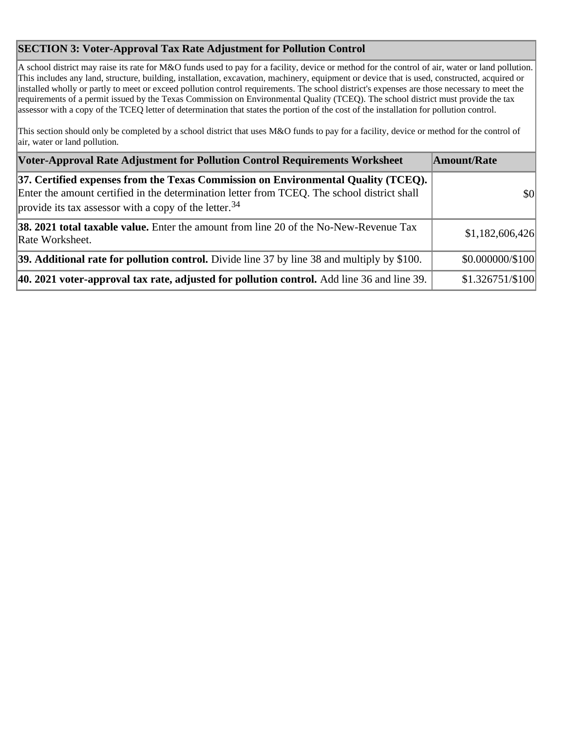## SECTION 3: Voter-Approval Tax Rate Adjustment for Pollution Control

A school district may raise its rate for M&O funds used to pay for a facility, device or method for the control of air, water or land pollution. This includes any land, structure, building, installation, excavation, machinery, equipment or device that is used, constructed, acquired or installed wholly or partly to meet or exceed pollution control requirements. The school district's expenses are those necessary to meet the requirements of a permit issued by the Texas Commission on Environmental Quality (TCEQ). The school district must provide the tax assessor with a copy of the TCEQ letter of determination that states the portion of the cost of the installation for pollution control.

This section should only be completed by a school district that uses M&O funds to pay for a facility, device or method for the control of air, water or land pollution.

| Voter-Approval Rate Adjustment for Pollution Control Requirements Worksheet | Amount/Rate |
|---|---|
| **37. Certified expenses from the Texas Commission on Environmental Quality (TCEQ).** Enter the amount certified in the determination letter from TCEQ. The school district shall provide its tax assessor with a copy of the letter.[34] | $0 |
| **38. 2021 total taxable value.** Enter the amount from line 20 of the No-New-Revenue Tax Rate Worksheet. | $1,182,606,426 |
| **39. Additional rate for pollution control.** Divide line 37 by line 38 and multiply by $100. | $0.000000/$100 |
| **40. 2021 voter-approval tax rate, adjusted for pollution control.** Add line 36 and line 39. | $1.326751/$100 |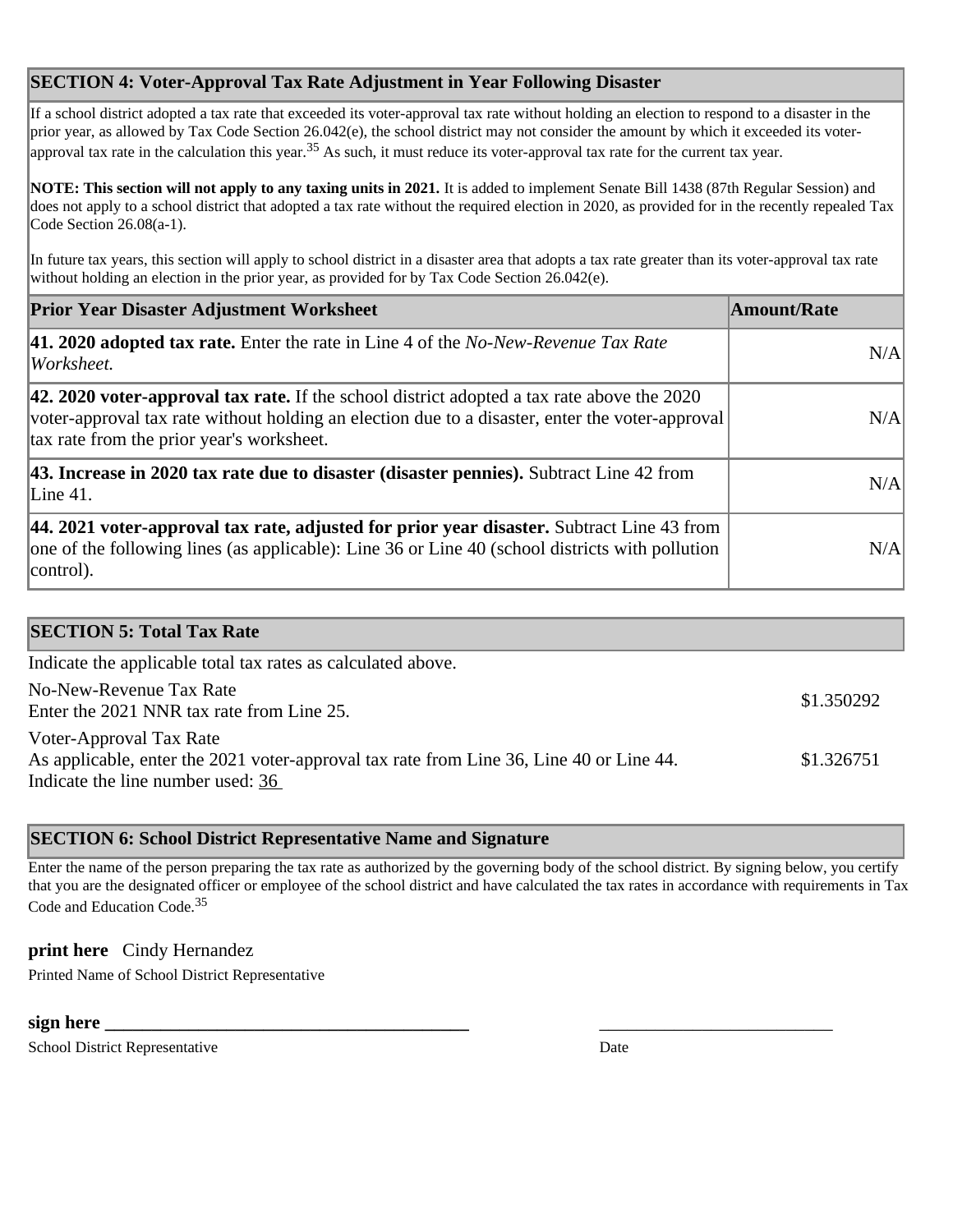## SECTION 4: Voter-Approval Tax Rate Adjustment in Year Following Disaster

If a school district adopted a tax rate that exceeded its voter-approval tax rate without holding an election to respond to a disaster in the prior year, as allowed by Tax Code Section 26.042(e), the school district may not consider the amount by which it exceeded its voter-approval tax rate in the calculation this year.[35] As such, it must reduce its voter-approval tax rate for the current tax year.

**NOTE: This section will not apply to any taxing units in 2021.** It is added to implement Senate Bill 1438 (87th Regular Session) and does not apply to a school district that adopted a tax rate without the required election in 2020, as provided for in the recently repealed Tax Code Section 26.08(a-1).

In future tax years, this section will apply to school district in a disaster area that adopts a tax rate greater than its voter-approval tax rate without holding an election in the prior year, as provided for by Tax Code Section 26.042(e).

| Prior Year Disaster Adjustment Worksheet | Amount/Rate |
|---|---|
| **41. 2020 adopted tax rate.** Enter the rate in Line 4 of the *No-New-Revenue Tax Rate Worksheet.* | N/A |
| **42. 2020 voter-approval tax rate.** If the school district adopted a tax rate above the 2020 voter-approval tax rate without holding an election due to a disaster, enter the voter-approval tax rate from the prior year's worksheet. | N/A |
| **43. Increase in 2020 tax rate due to disaster (disaster pennies).** Subtract Line 42 from Line 41. | N/A |
| **44. 2021 voter-approval tax rate, adjusted for prior year disaster.** Subtract Line 43 from one of the following lines (as applicable): Line 36 or Line 40 (school districts with pollution control). | N/A |

## SECTION 5: Total Tax Rate

Indicate the applicable total tax rates as calculated above.

| | |
|---|---|
| No-New-Revenue Tax Rate<br>Enter the 2021 NNR tax rate from Line 25. | $1.350292 |
| Voter-Approval Tax Rate<br>As applicable, enter the 2021 voter-approval tax rate from Line 36, Line 40 or Line 44.<br>Indicate the line number used: 36 | $1.326751 |

## SECTION 6: School District Representative Name and Signature

Enter the name of the person preparing the tax rate as authorized by the governing body of the school district. By signing below, you certify that you are the designated officer or employee of the school district and have calculated the tax rates in accordance with requirements in Tax Code and Education Code.[35]

**print here** Cindy Hernandez

Printed Name of School District Representative

**sign here** ______________________________________ ______________________________

School District Representative Date